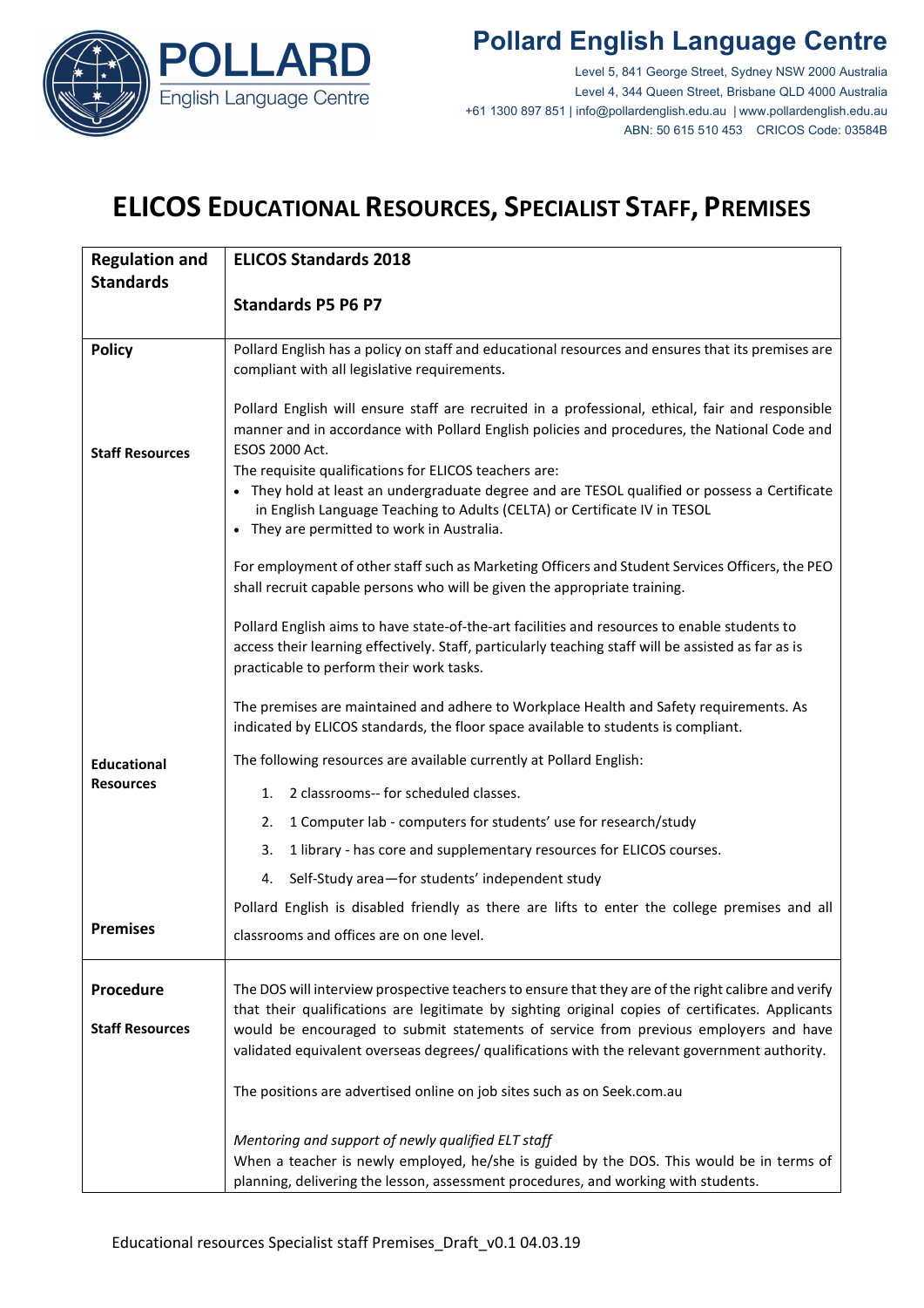# Pollard English Language Centre

Level 5, 841 George Street, Sydney NSW 2000 Australia
Level 4, 344 Queen Street, Brisbane QLD 4000 Australia
+61 1300 897 851 | info@pollardenglish.edu.au | www.pollardenglish.edu.au
ABN: 50 615 510 453 CRICOS Code: 03584B

# ELICOS EDUCATIONAL RESOURCES, SPECIALIST STAFF, PREMISES

| **Regulation and Standards** | **ELICOS Standards 2018**<br><br>**Standards P5 P6 P7** |
|---|---|
| **Policy**<br><br>**Staff Resources** | Pollard English has a policy on staff and educational resources and ensures that its premises are compliant with all legislative requirements.<br><br>Pollard English will ensure staff are recruited in a professional, ethical, fair and responsible manner and in accordance with Pollard English policies and procedures, the National Code and ESOS 2000 Act.<br>The requisite qualifications for ELICOS teachers are:<br>• They hold at least an undergraduate degree and are TESOL qualified or possess a Certificate in English Language Teaching to Adults (CELTA) or Certificate IV in TESOL<br>• They are permitted to work in Australia.<br><br>For employment of other staff such as Marketing Officers and Student Services Officers, the PEO shall recruit capable persons who will be given the appropriate training.<br><br>Pollard English aims to have state-of-the-art facilities and resources to enable students to access their learning effectively. Staff, particularly teaching staff will be assisted as far as is practicable to perform their work tasks.<br><br>The premises are maintained and adhere to Workplace Health and Safety requirements. As indicated by ELICOS standards, the floor space available to students is compliant. |
| **Educational Resources** | The following resources are available currently at Pollard English:<br>1. 2 classrooms-- for scheduled classes.<br>2. 1 Computer lab - computers for students' use for research/study<br>3. 1 library - has core and supplementary resources for ELICOS courses.<br>4. Self-Study area—for students' independent study |
| **Premises** | Pollard English is disabled friendly as there are lifts to enter the college premises and all classrooms and offices are on one level. |
| **Procedure**<br><br>**Staff Resources** | The DOS will interview prospective teachers to ensure that they are of the right calibre and verify that their qualifications are legitimate by sighting original copies of certificates. Applicants would be encouraged to submit statements of service from previous employers and have validated equivalent overseas degrees/ qualifications with the relevant government authority.<br><br>The positions are advertised online on job sites such as on Seek.com.au<br><br>*Mentoring and support of newly qualified ELT staff*<br>When a teacher is newly employed, he/she is guided by the DOS. This would be in terms of planning, delivering the lesson, assessment procedures, and working with students. |

Educational resources Specialist staff Premises_Draft_v0.1 04.03.19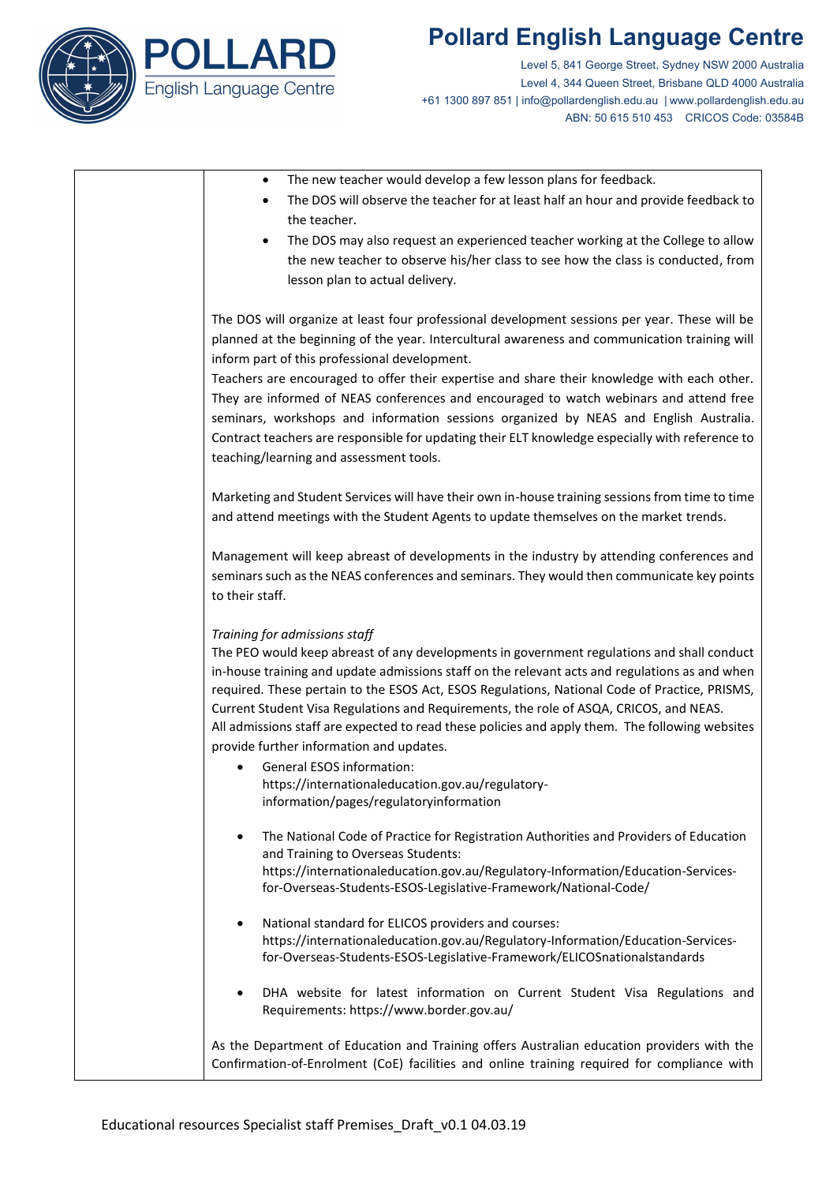| | • The new teacher would develop a few lesson plans for feedback.<br>• The DOS will observe the teacher for at least half an hour and provide feedback to the teacher.<br>• The DOS may also request an experienced teacher working at the College to allow the new teacher to observe his/her class to see how the class is conducted, from lesson plan to actual delivery.<br><br>The DOS will organize at least four professional development sessions per year. These will be planned at the beginning of the year. Intercultural awareness and communication training will inform part of this professional development.<br>Teachers are encouraged to offer their expertise and share their knowledge with each other. They are informed of NEAS conferences and encouraged to watch webinars and attend free seminars, workshops and information sessions organized by NEAS and English Australia. Contract teachers are responsible for updating their ELT knowledge especially with reference to teaching/learning and assessment tools.<br><br>Marketing and Student Services will have their own in-house training sessions from time to time and attend meetings with the Student Agents to update themselves on the market trends.<br><br>Management will keep abreast of developments in the industry by attending conferences and seminars such as the NEAS conferences and seminars. They would then communicate key points to their staff.<br><br>*Training for admissions staff*<br>The PEO would keep abreast of any developments in government regulations and shall conduct in-house training and update admissions staff on the relevant acts and regulations as and when required. These pertain to the ESOS Act, ESOS Regulations, National Code of Practice, PRISMS, Current Student Visa Regulations and Requirements, the role of ASQA, CRICOS, and NEAS.<br>All admissions staff are expected to read these policies and apply them. The following websites provide further information and updates.<br>• General ESOS information: https://internationaleducation.gov.au/regulatory-information/pages/regulatoryinformation<br>• The National Code of Practice for Registration Authorities and Providers of Education and Training to Overseas Students: https://internationaleducation.gov.au/Regulatory-Information/Education-Services-for-Overseas-Students-ESOS-Legislative-Framework/National-Code/<br>• National standard for ELICOS providers and courses: https://internationaleducation.gov.au/Regulatory-Information/Education-Services-for-Overseas-Students-ESOS-Legislative-Framework/ELICOSnationalstandards<br>• DHA website for latest information on Current Student Visa Regulations and Requirements: https://www.border.gov.au/<br><br>As the Department of Education and Training offers Australian education providers with the Confirmation-of-Enrolment (CoE) facilities and online training required for compliance with |

Educational resources Specialist staff Premises_Draft_v0.1 04.03.19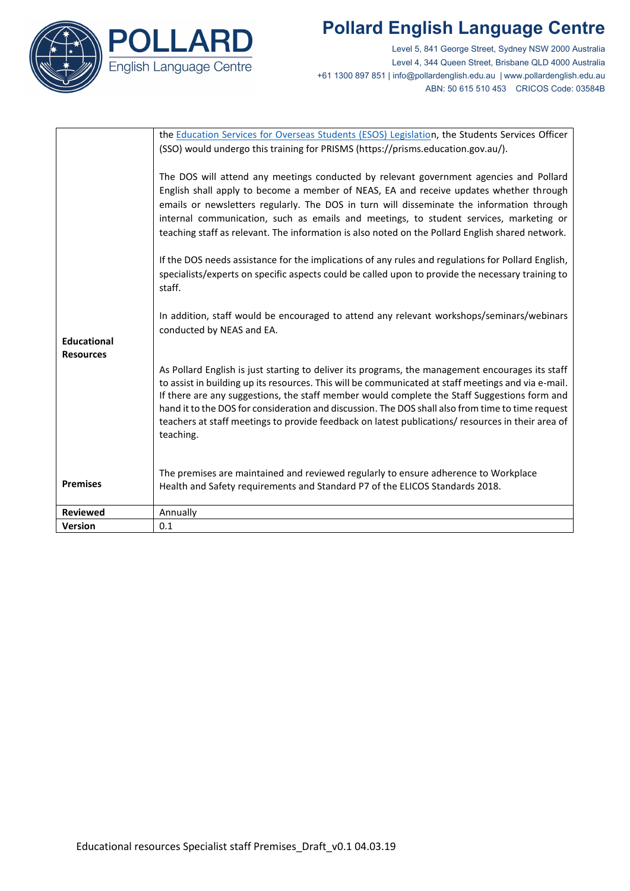| | |
|---|---|
| | the [Education Services for Overseas Students (ESOS) Legislation](), the Students Services Officer (SSO) would undergo this training for PRISMS (https://prisms.education.gov.au/).<br><br>The DOS will attend any meetings conducted by relevant government agencies and Pollard English shall apply to become a member of NEAS, EA and receive updates whether through emails or newsletters regularly. The DOS in turn will disseminate the information through internal communication, such as emails and meetings, to student services, marketing or teaching staff as relevant. The information is also noted on the Pollard English shared network.<br><br>If the DOS needs assistance for the implications of any rules and regulations for Pollard English, specialists/experts on specific aspects could be called upon to provide the necessary training to staff.<br><br>In addition, staff would be encouraged to attend any relevant workshops/seminars/webinars conducted by NEAS and EA. |
| **Educational Resources** | As Pollard English is just starting to deliver its programs, the management encourages its staff to assist in building up its resources. This will be communicated at staff meetings and via e-mail. If there are any suggestions, the staff member would complete the Staff Suggestions form and hand it to the DOS for consideration and discussion. The DOS shall also from time to time request teachers at staff meetings to provide feedback on latest publications/ resources in their area of teaching. |
| **Premises** | The premises are maintained and reviewed regularly to ensure adherence to Workplace Health and Safety requirements and Standard P7 of the ELICOS Standards 2018. |
| **Reviewed** | Annually |
| **Version** | 0.1 |

Educational resources Specialist staff Premises_Draft_v0.1 04.03.19